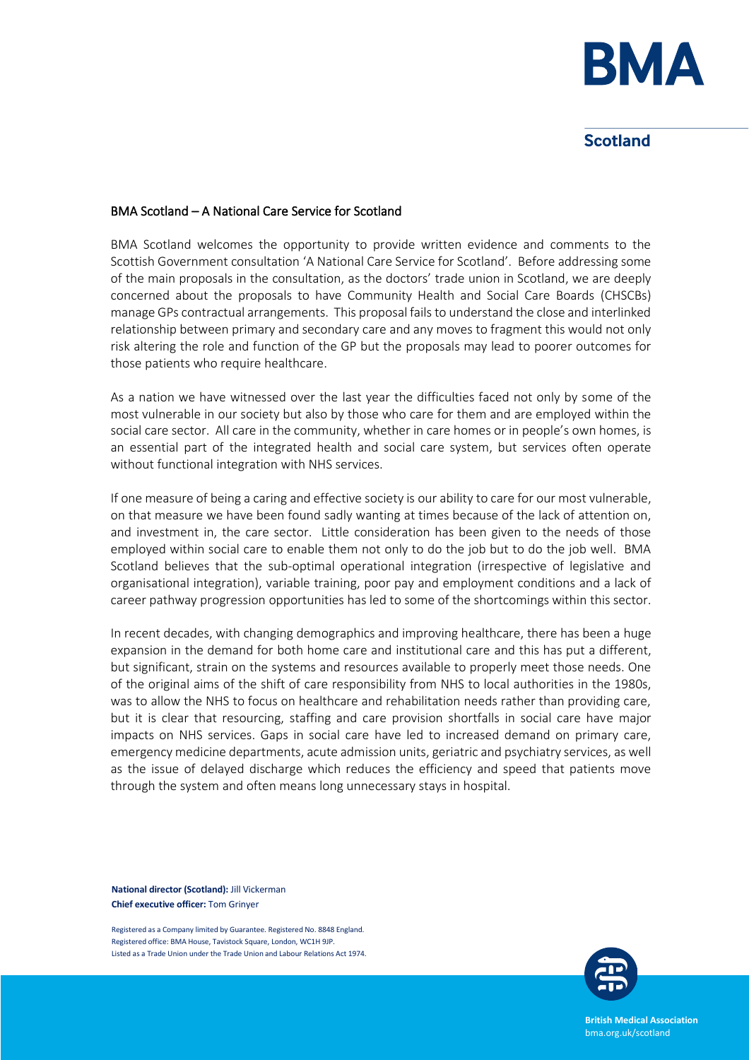## BMA Scotland – A National Care Service for Scotland

BMA Scotland welcomes the opportunity to provide written evidence and comments to the Scottish Government consultation 'A National Care Service for Scotland'. Before addressing some of the main proposals in the consultation, as the doctors' trade union in Scotland, we are deeply concerned about the proposals to have Community Health and Social Care Boards (CHSCBs) manage GPs contractual arrangements. This proposal fails to understand the close and interlinked relationship between primary and secondary care and any moves to fragment this would not only risk altering the role and function of the GP but the proposals may lead to poorer outcomes for those patients who require healthcare.

As a nation we have witnessed over the last year the difficulties faced not only by some of the most vulnerable in our society but also by those who care for them and are employed within the social care sector. All care in the community, whether in care homes or in people's own homes, is an essential part of the integrated health and social care system, but services often operate without functional integration with NHS services.

If one measure of being a caring and effective society is our ability to care for our most vulnerable, on that measure we have been found sadly wanting at times because of the lack of attention on, and investment in, the care sector. Little consideration has been given to the needs of those employed within social care to enable them not only to do the job but to do the job well. BMA Scotland believes that the sub-optimal operational integration (irrespective of legislative and organisational integration), variable training, poor pay and employment conditions and a lack of career pathway progression opportunities has led to some of the shortcomings within this sector.

In recent decades, with changing demographics and improving healthcare, there has been a huge expansion in the demand for both home care and institutional care and this has put a different, but significant, strain on the systems and resources available to properly meet those needs. One of the original aims of the shift of care responsibility from NHS to local authorities in the 1980s, was to allow the NHS to focus on healthcare and rehabilitation needs rather than providing care, but it is clear that resourcing, staffing and care provision shortfalls in social care have major impacts on NHS services. Gaps in social care have led to increased demand on primary care, emergency medicine departments, acute admission units, geriatric and psychiatry services, as well as the issue of delayed discharge which reduces the efficiency and speed that patients move through the system and often means long unnecessary stays in hospital.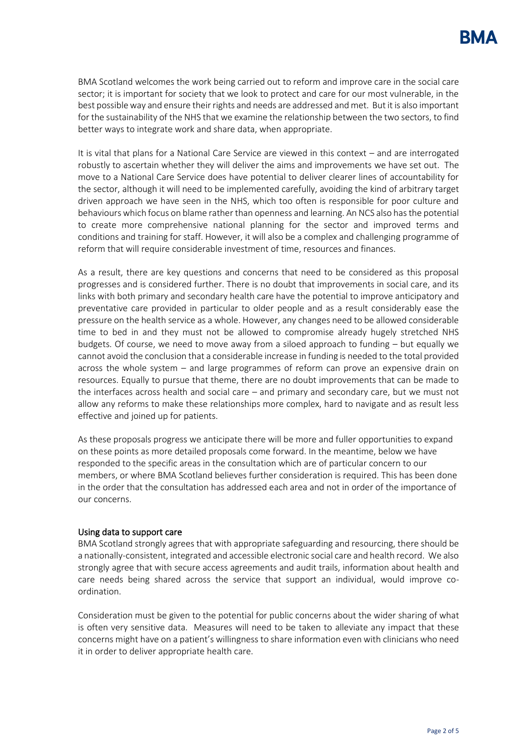BMA Scotland welcomes the work being carried out to reform and improve care in the social care sector; it is important for society that we look to protect and care for our most vulnerable, in the best possible way and ensure their rights and needs are addressed and met. But it is also important for the sustainability of the NHS that we examine the relationship between the two sectors, to find better ways to integrate work and share data, when appropriate.

It is vital that plans for a National Care Service are viewed in this context – and are interrogated robustly to ascertain whether they will deliver the aims and improvements we have set out. The move to a National Care Service does have potential to deliver clearer lines of accountability for the sector, although it will need to be implemented carefully, avoiding the kind of arbitrary target driven approach we have seen in the NHS, which too often is responsible for poor culture and behaviours which focus on blame rather than openness and learning. An NCS also has the potential to create more comprehensive national planning for the sector and improved terms and conditions and training for staff. However, it will also be a complex and challenging programme of reform that will require considerable investment of time, resources and finances.

As a result, there are key questions and concerns that need to be considered as this proposal progresses and is considered further. There is no doubt that improvements in social care, and its links with both primary and secondary health care have the potential to improve anticipatory and preventative care provided in particular to older people and as a result considerably ease the pressure on the health service as a whole. However, any changes need to be allowed considerable time to bed in and they must not be allowed to compromise already hugely stretched NHS budgets. Of course, we need to move away from a siloed approach to funding – but equally we cannot avoid the conclusion that a considerable increase in funding is needed to the total provided across the whole system – and large programmes of reform can prove an expensive drain on resources. Equally to pursue that theme, there are no doubt improvements that can be made to the interfaces across health and social care – and primary and secondary care, but we must not allow any reforms to make these relationships more complex, hard to navigate and as result less effective and joined up for patients.

As these proposals progress we anticipate there will be more and fuller opportunities to expand on these points as more detailed proposals come forward. In the meantime, below we have responded to the specific areas in the consultation which are of particular concern to our members, or where BMA Scotland believes further consideration is required. This has been done in the order that the consultation has addressed each area and not in order of the importance of our concerns.

## Using data to support care

BMA Scotland strongly agrees that with appropriate safeguarding and resourcing, there should be a nationally-consistent, integrated and accessible electronic social care and health record. We also strongly agree that with secure access agreements and audit trails, information about health and care needs being shared across the service that support an individual, would improve co-ordination.

Consideration must be given to the potential for public concerns about the wider sharing of what is often very sensitive data. Measures will need to be taken to alleviate any impact that these concerns might have on a patient's willingness to share information even with clinicians who need it in order to deliver appropriate health care.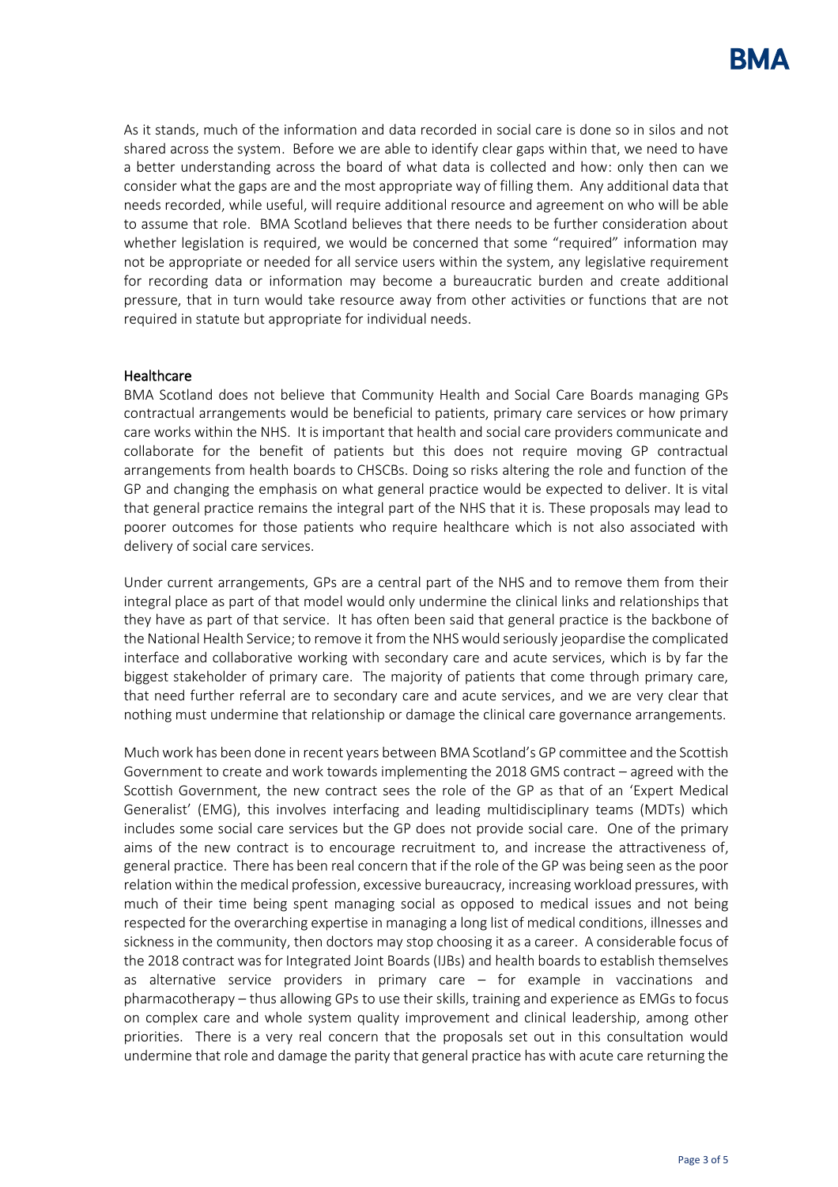As it stands, much of the information and data recorded in social care is done so in silos and not shared across the system. Before we are able to identify clear gaps within that, we need to have a better understanding across the board of what data is collected and how: only then can we consider what the gaps are and the most appropriate way of filling them. Any additional data that needs recorded, while useful, will require additional resource and agreement on who will be able to assume that role. BMA Scotland believes that there needs to be further consideration about whether legislation is required, we would be concerned that some "required" information may not be appropriate or needed for all service users within the system, any legislative requirement for recording data or information may become a bureaucratic burden and create additional pressure, that in turn would take resource away from other activities or functions that are not required in statute but appropriate for individual needs.

## Healthcare

BMA Scotland does not believe that Community Health and Social Care Boards managing GPs contractual arrangements would be beneficial to patients, primary care services or how primary care works within the NHS. It is important that health and social care providers communicate and collaborate for the benefit of patients but this does not require moving GP contractual arrangements from health boards to CHSCBs. Doing so risks altering the role and function of the GP and changing the emphasis on what general practice would be expected to deliver. It is vital that general practice remains the integral part of the NHS that it is. These proposals may lead to poorer outcomes for those patients who require healthcare which is not also associated with delivery of social care services.

Under current arrangements, GPs are a central part of the NHS and to remove them from their integral place as part of that model would only undermine the clinical links and relationships that they have as part of that service. It has often been said that general practice is the backbone of the National Health Service; to remove it from the NHS would seriously jeopardise the complicated interface and collaborative working with secondary care and acute services, which is by far the biggest stakeholder of primary care. The majority of patients that come through primary care, that need further referral are to secondary care and acute services, and we are very clear that nothing must undermine that relationship or damage the clinical care governance arrangements.

Much work has been done in recent years between BMA Scotland's GP committee and the Scottish Government to create and work towards implementing the 2018 GMS contract – agreed with the Scottish Government, the new contract sees the role of the GP as that of an 'Expert Medical Generalist' (EMG), this involves interfacing and leading multidisciplinary teams (MDTs) which includes some social care services but the GP does not provide social care. One of the primary aims of the new contract is to encourage recruitment to, and increase the attractiveness of, general practice. There has been real concern that if the role of the GP was being seen as the poor relation within the medical profession, excessive bureaucracy, increasing workload pressures, with much of their time being spent managing social as opposed to medical issues and not being respected for the overarching expertise in managing a long list of medical conditions, illnesses and sickness in the community, then doctors may stop choosing it as a career. A considerable focus of the 2018 contract was for Integrated Joint Boards (IJBs) and health boards to establish themselves as alternative service providers in primary care – for example in vaccinations and pharmacotherapy – thus allowing GPs to use their skills, training and experience as EMGs to focus on complex care and whole system quality improvement and clinical leadership, among other priorities. There is a very real concern that the proposals set out in this consultation would undermine that role and damage the parity that general practice has with acute care returning the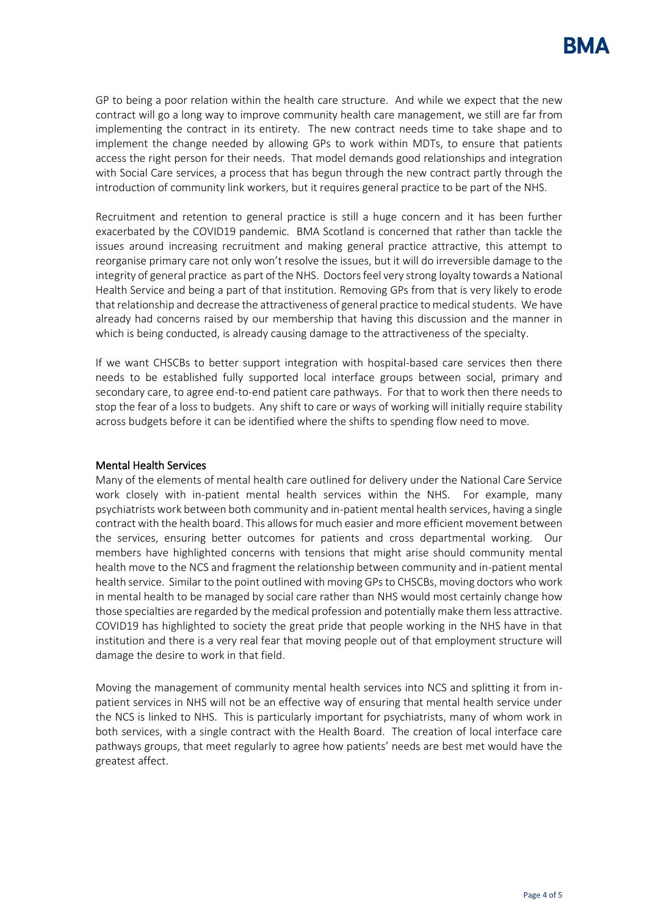GP to being a poor relation within the health care structure. And while we expect that the new contract will go a long way to improve community health care management, we still are far from implementing the contract in its entirety. The new contract needs time to take shape and to implement the change needed by allowing GPs to work within MDTs, to ensure that patients access the right person for their needs. That model demands good relationships and integration with Social Care services, a process that has begun through the new contract partly through the introduction of community link workers, but it requires general practice to be part of the NHS.

Recruitment and retention to general practice is still a huge concern and it has been further exacerbated by the COVID19 pandemic. BMA Scotland is concerned that rather than tackle the issues around increasing recruitment and making general practice attractive, this attempt to reorganise primary care not only won't resolve the issues, but it will do irreversible damage to the integrity of general practice as part of the NHS. Doctors feel very strong loyalty towards a National Health Service and being a part of that institution. Removing GPs from that is very likely to erode that relationship and decrease the attractiveness of general practice to medical students. We have already had concerns raised by our membership that having this discussion and the manner in which is being conducted, is already causing damage to the attractiveness of the specialty.

If we want CHSCBs to better support integration with hospital-based care services then there needs to be established fully supported local interface groups between social, primary and secondary care, to agree end-to-end patient care pathways. For that to work then there needs to stop the fear of a loss to budgets. Any shift to care or ways of working will initially require stability across budgets before it can be identified where the shifts to spending flow need to move.

## Mental Health Services

Many of the elements of mental health care outlined for delivery under the National Care Service work closely with in-patient mental health services within the NHS. For example, many psychiatrists work between both community and in-patient mental health services, having a single contract with the health board. This allows for much easier and more efficient movement between the services, ensuring better outcomes for patients and cross departmental working. Our members have highlighted concerns with tensions that might arise should community mental health move to the NCS and fragment the relationship between community and in-patient mental health service. Similar to the point outlined with moving GPs to CHSCBs, moving doctors who work in mental health to be managed by social care rather than NHS would most certainly change how those specialties are regarded by the medical profession and potentially make them less attractive. COVID19 has highlighted to society the great pride that people working in the NHS have in that institution and there is a very real fear that moving people out of that employment structure will damage the desire to work in that field.

Moving the management of community mental health services into NCS and splitting it from in-patient services in NHS will not be an effective way of ensuring that mental health service under the NCS is linked to NHS. This is particularly important for psychiatrists, many of whom work in both services, with a single contract with the Health Board. The creation of local interface care pathways groups, that meet regularly to agree how patients' needs are best met would have the greatest affect.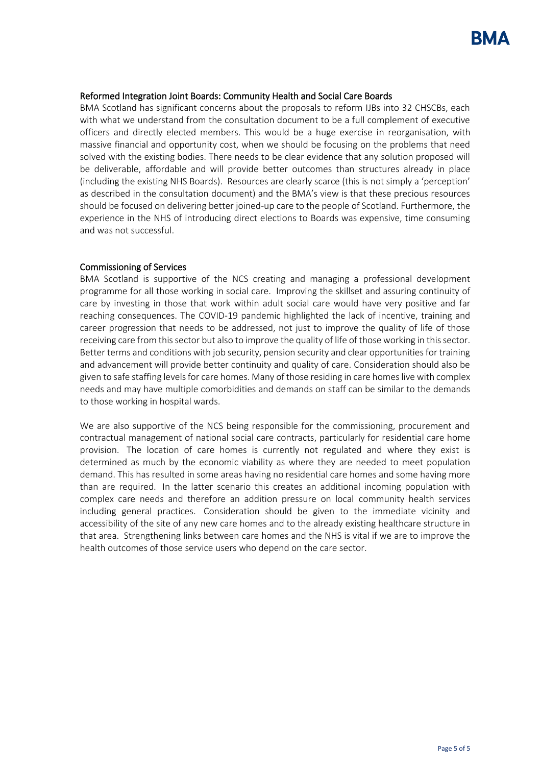### Reformed Integration Joint Boards: Community Health and Social Care Boards

BMA Scotland has significant concerns about the proposals to reform IJBs into 32 CHSCBs, each with what we understand from the consultation document to be a full complement of executive officers and directly elected members. This would be a huge exercise in reorganisation, with massive financial and opportunity cost, when we should be focusing on the problems that need solved with the existing bodies. There needs to be clear evidence that any solution proposed will be deliverable, affordable and will provide better outcomes than structures already in place (including the existing NHS Boards). Resources are clearly scarce (this is not simply a 'perception' as described in the consultation document) and the BMA's view is that these precious resources should be focused on delivering better joined-up care to the people of Scotland. Furthermore, the experience in the NHS of introducing direct elections to Boards was expensive, time consuming and was not successful.

### Commissioning of Services

BMA Scotland is supportive of the NCS creating and managing a professional development programme for all those working in social care. Improving the skillset and assuring continuity of care by investing in those that work within adult social care would have very positive and far reaching consequences. The COVID-19 pandemic highlighted the lack of incentive, training and career progression that needs to be addressed, not just to improve the quality of life of those receiving care from this sector but also to improve the quality of life of those working in this sector. Better terms and conditions with job security, pension security and clear opportunities for training and advancement will provide better continuity and quality of care. Consideration should also be given to safe staffing levels for care homes. Many of those residing in care homes live with complex needs and may have multiple comorbidities and demands on staff can be similar to the demands to those working in hospital wards.

We are also supportive of the NCS being responsible for the commissioning, procurement and contractual management of national social care contracts, particularly for residential care home provision. The location of care homes is currently not regulated and where they exist is determined as much by the economic viability as where they are needed to meet population demand. This has resulted in some areas having no residential care homes and some having more than are required. In the latter scenario this creates an additional incoming population with complex care needs and therefore an addition pressure on local community health services including general practices. Consideration should be given to the immediate vicinity and accessibility of the site of any new care homes and to the already existing healthcare structure in that area. Strengthening links between care homes and the NHS is vital if we are to improve the health outcomes of those service users who depend on the care sector.